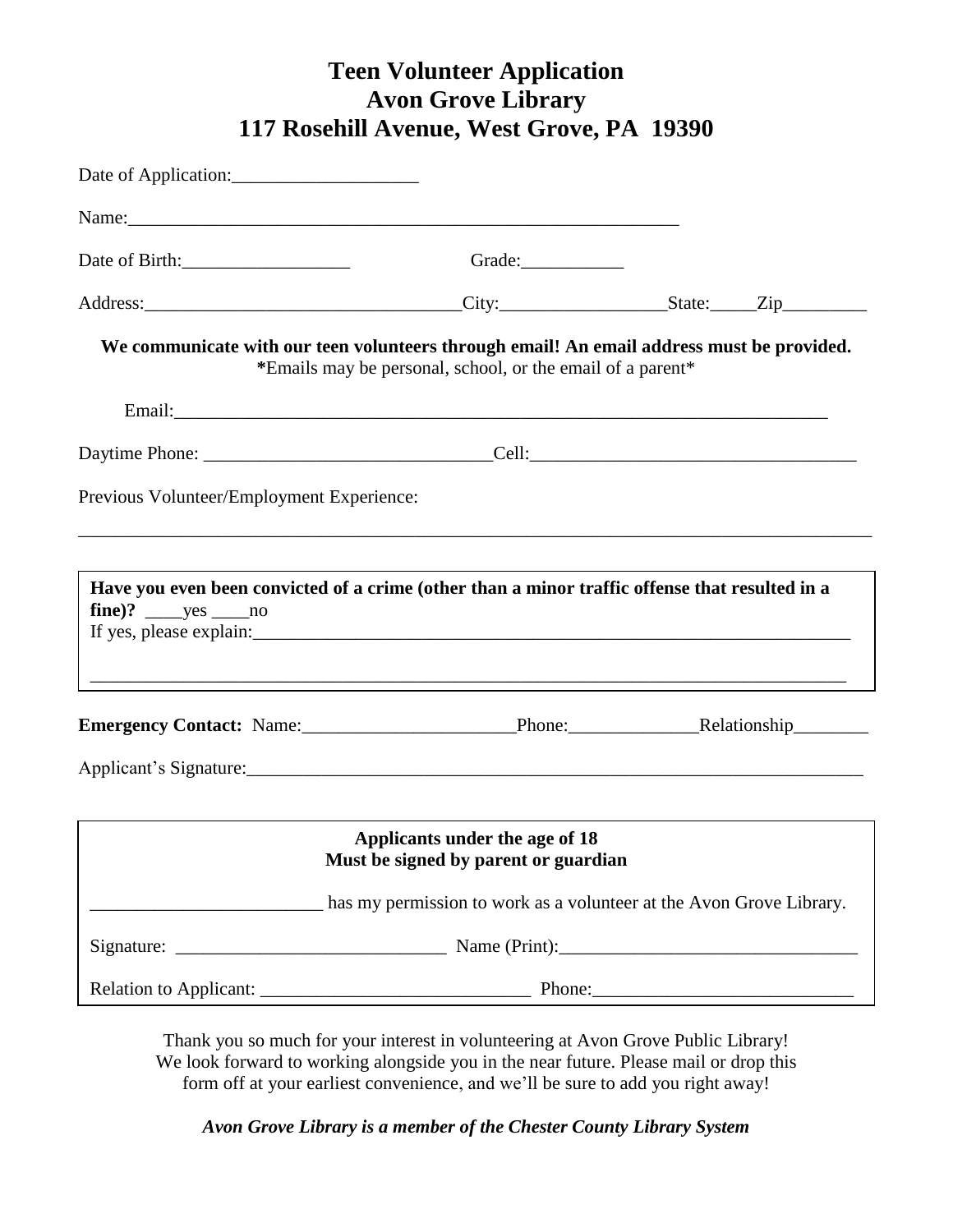# Teen Volunteer Application
# Avon Grove Library
# 117 Rosehill Avenue, West Grove, PA 19390

Date of Application:____________________

Name:_____________________________________________________________

Date of Birth:__________________ Grade:___________

Address:__________________________________City:__________________State:_____Zip_________

**We communicate with our teen volunteers through email! An email address must be provided.**
**\***Emails may be personal, school, or the email of a parent*

Email:_______________________________________________________________________

Daytime Phone: _______________________________Cell:___________________________________

Previous Volunteer/Employment Experience:

_____________________________________________________________________________________

**Have you even been convicted of a crime (other than a minor traffic offense that resulted in a fine)?** ____yes ____no

If yes, please explain:____________________________________________________________________

_____________________________________________________________________________________

**Emergency Contact:** Name:_______________________Phone:______________Relationship________

Applicant's Signature:_____________________________________________________________________

**Applicants under the age of 18**
**Must be signed by parent or guardian**

_________________________ has my permission to work as a volunteer at the Avon Grove Library.

Signature: _____________________________ Name (Print):________________________________

Relation to Applicant: _____________________________ Phone:____________________________

Thank you so much for your interest in volunteering at Avon Grove Public Library! We look forward to working alongside you in the near future. Please mail or drop this form off at your earliest convenience, and we'll be sure to add you right away!

***Avon Grove Library is a member of the Chester County Library System***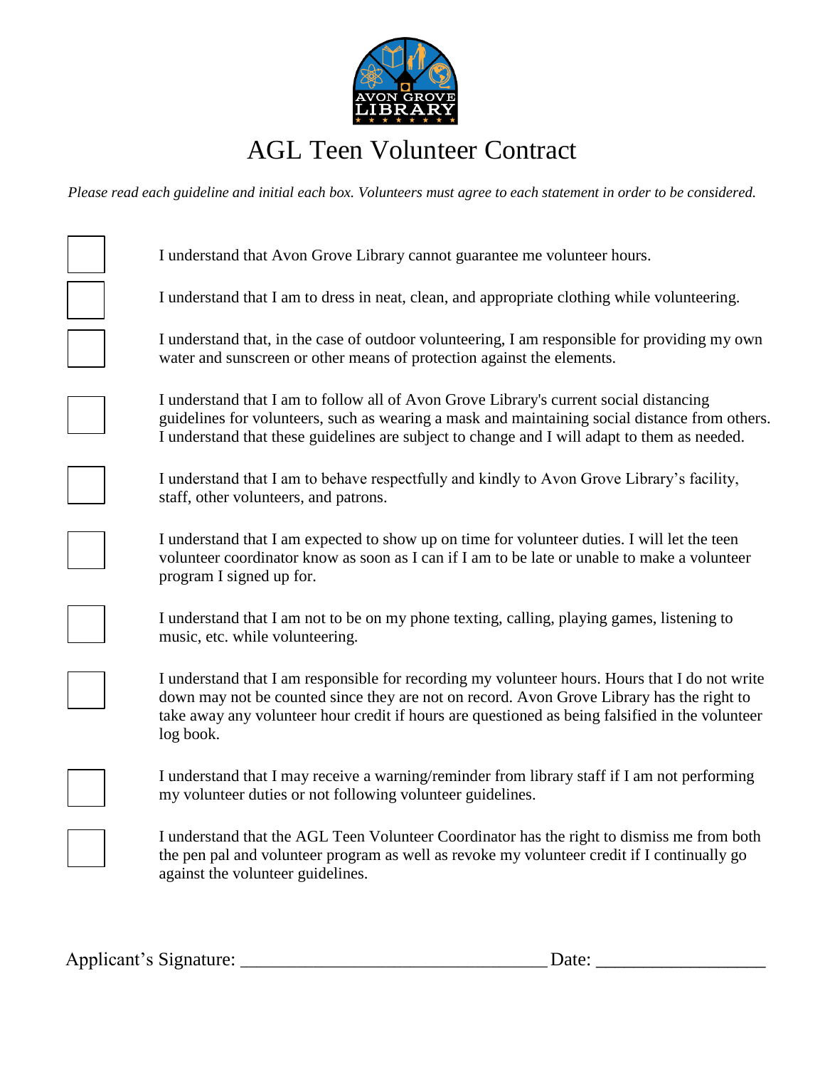AVON GROVE LIBRARY

# AGL Teen Volunteer Contract

*Please read each guideline and initial each box. Volunteers must agree to each statement in order to be considered.*

☐ I understand that Avon Grove Library cannot guarantee me volunteer hours.

☐ I understand that I am to dress in neat, clean, and appropriate clothing while volunteering.

☐ I understand that, in the case of outdoor volunteering, I am responsible for providing my own water and sunscreen or other means of protection against the elements.

☐ I understand that I am to follow all of Avon Grove Library's current social distancing guidelines for volunteers, such as wearing a mask and maintaining social distance from others. I understand that these guidelines are subject to change and I will adapt to them as needed.

☐ I understand that I am to behave respectfully and kindly to Avon Grove Library's facility, staff, other volunteers, and patrons.

☐ I understand that I am expected to show up on time for volunteer duties. I will let the teen volunteer coordinator know as soon as I can if I am to be late or unable to make a volunteer program I signed up for.

☐ I understand that I am not to be on my phone texting, calling, playing games, listening to music, etc. while volunteering.

☐ I understand that I am responsible for recording my volunteer hours. Hours that I do not write down may not be counted since they are not on record. Avon Grove Library has the right to take away any volunteer hour credit if hours are questioned as being falsified in the volunteer log book.

☐ I understand that I may receive a warning/reminder from library staff if I am not performing my volunteer duties or not following volunteer guidelines.

☐ I understand that the AGL Teen Volunteer Coordinator has the right to dismiss me from both the pen pal and volunteer program as well as revoke my volunteer credit if I continually go against the volunteer guidelines.

Applicant's Signature: ________________________________ Date: __________________